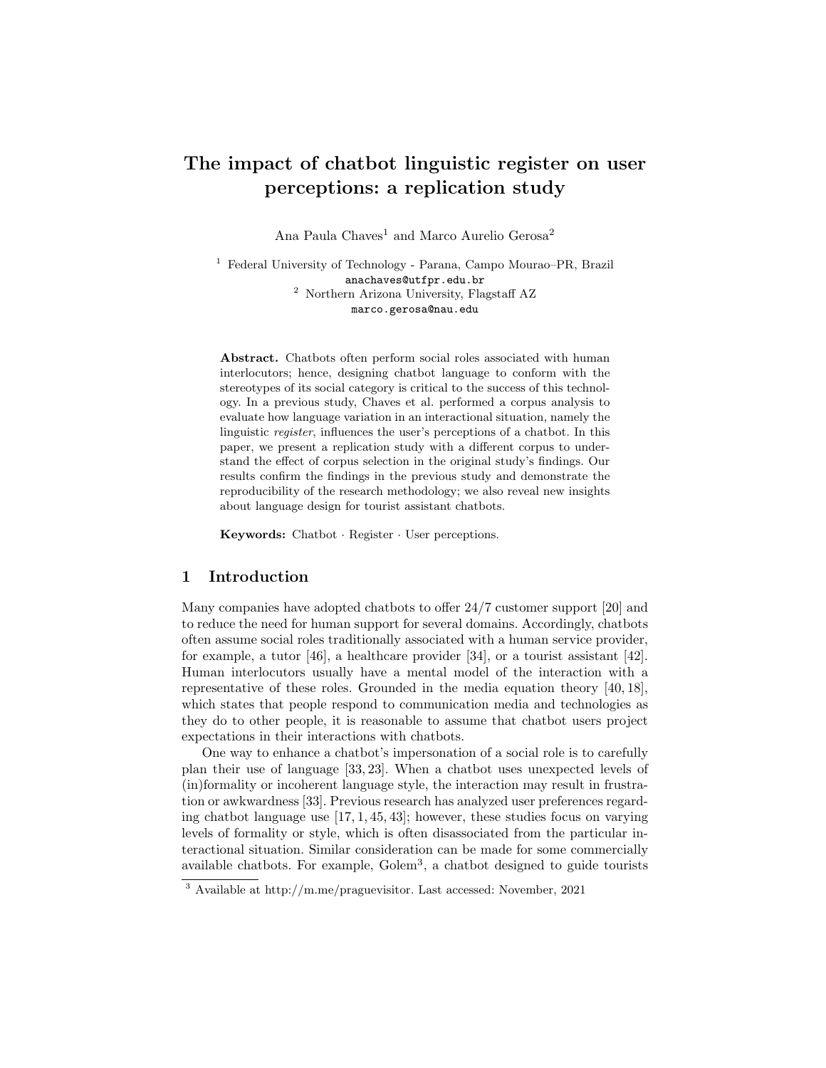# The impact of chatbot linguistic register on user perceptions: a replication study

Ana Paula Chaves[1] and Marco Aurelio Gerosa[2]

[1] Federal University of Technology - Parana, Campo Mourao–PR, Brazil
anachaves@utfpr.edu.br
[2] Northern Arizona University, Flagstaff AZ
marco.gerosa@nau.edu

**Abstract.** Chatbots often perform social roles associated with human interlocutors; hence, designing chatbot language to conform with the stereotypes of its social category is critical to the success of this technology. In a previous study, Chaves et al. performed a corpus analysis to evaluate how language variation in an interactional situation, namely the linguistic *register*, influences the user's perceptions of a chatbot. In this paper, we present a replication study with a different corpus to understand the effect of corpus selection in the original study's findings. Our results confirm the findings in the previous study and demonstrate the reproducibility of the research methodology; we also reveal new insights about language design for tourist assistant chatbots.

**Keywords:** Chatbot · Register · User perceptions.

## 1 Introduction

Many companies have adopted chatbots to offer 24/7 customer support [20] and to reduce the need for human support for several domains. Accordingly, chatbots often assume social roles traditionally associated with a human service provider, for example, a tutor [46], a healthcare provider [34], or a tourist assistant [42]. Human interlocutors usually have a mental model of the interaction with a representative of these roles. Grounded in the media equation theory [40, 18], which states that people respond to communication media and technologies as they do to other people, it is reasonable to assume that chatbot users project expectations in their interactions with chatbots.

One way to enhance a chatbot's impersonation of a social role is to carefully plan their use of language [33, 23]. When a chatbot uses unexpected levels of (in)formality or incoherent language style, the interaction may result in frustration or awkwardness [33]. Previous research has analyzed user preferences regarding chatbot language use [17, 1, 45, 43]; however, these studies focus on varying levels of formality or style, which is often disassociated from the particular interactional situation. Similar consideration can be made for some commercially available chatbots. For example, Golem[3], a chatbot designed to guide tourists

[3] Available at http://m.me/praguevisitor. Last accessed: November, 2021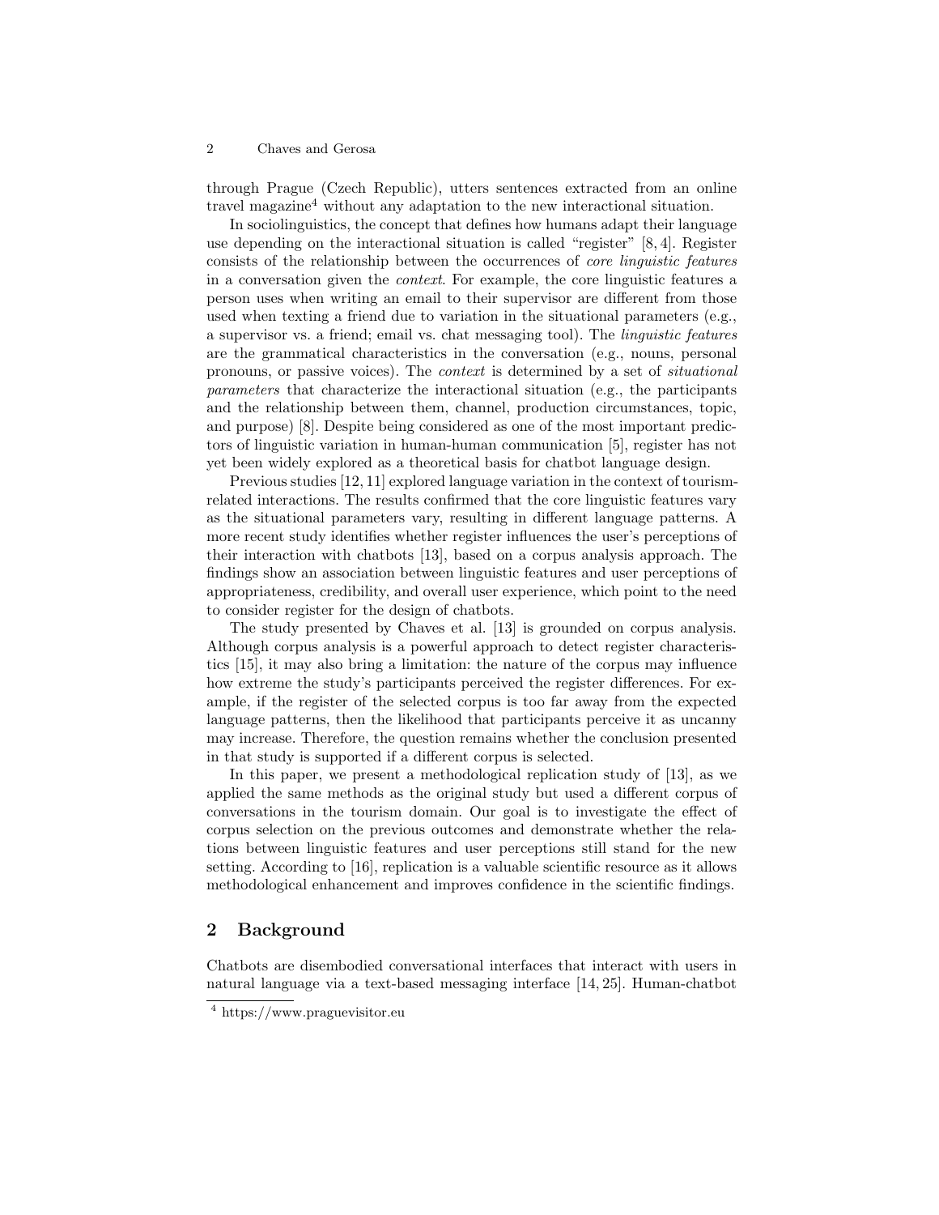through Prague (Czech Republic), utters sentences extracted from an online travel magazine[4] without any adaptation to the new interactional situation.

In sociolinguistics, the concept that defines how humans adapt their language use depending on the interactional situation is called "register" [8, 4]. Register consists of the relationship between the occurrences of *core linguistic features* in a conversation given the *context*. For example, the core linguistic features a person uses when writing an email to their supervisor are different from those used when texting a friend due to variation in the situational parameters (e.g., a supervisor vs. a friend; email vs. chat messaging tool). The *linguistic features* are the grammatical characteristics in the conversation (e.g., nouns, personal pronouns, or passive voices). The *context* is determined by a set of *situational parameters* that characterize the interactional situation (e.g., the participants and the relationship between them, channel, production circumstances, topic, and purpose) [8]. Despite being considered as one of the most important predictors of linguistic variation in human-human communication [5], register has not yet been widely explored as a theoretical basis for chatbot language design.

Previous studies [12, 11] explored language variation in the context of tourism-related interactions. The results confirmed that the core linguistic features vary as the situational parameters vary, resulting in different language patterns. A more recent study identifies whether register influences the user's perceptions of their interaction with chatbots [13], based on a corpus analysis approach. The findings show an association between linguistic features and user perceptions of appropriateness, credibility, and overall user experience, which point to the need to consider register for the design of chatbots.

The study presented by Chaves et al. [13] is grounded on corpus analysis. Although corpus analysis is a powerful approach to detect register characteristics [15], it may also bring a limitation: the nature of the corpus may influence how extreme the study's participants perceived the register differences. For example, if the register of the selected corpus is too far away from the expected language patterns, then the likelihood that participants perceive it as uncanny may increase. Therefore, the question remains whether the conclusion presented in that study is supported if a different corpus is selected.

In this paper, we present a methodological replication study of [13], as we applied the same methods as the original study but used a different corpus of conversations in the tourism domain. Our goal is to investigate the effect of corpus selection on the previous outcomes and demonstrate whether the relations between linguistic features and user perceptions still stand for the new setting. According to [16], replication is a valuable scientific resource as it allows methodological enhancement and improves confidence in the scientific findings.

## 2 Background

Chatbots are disembodied conversational interfaces that interact with users in natural language via a text-based messaging interface [14, 25]. Human-chatbot

[4] https://www.praguevisitor.eu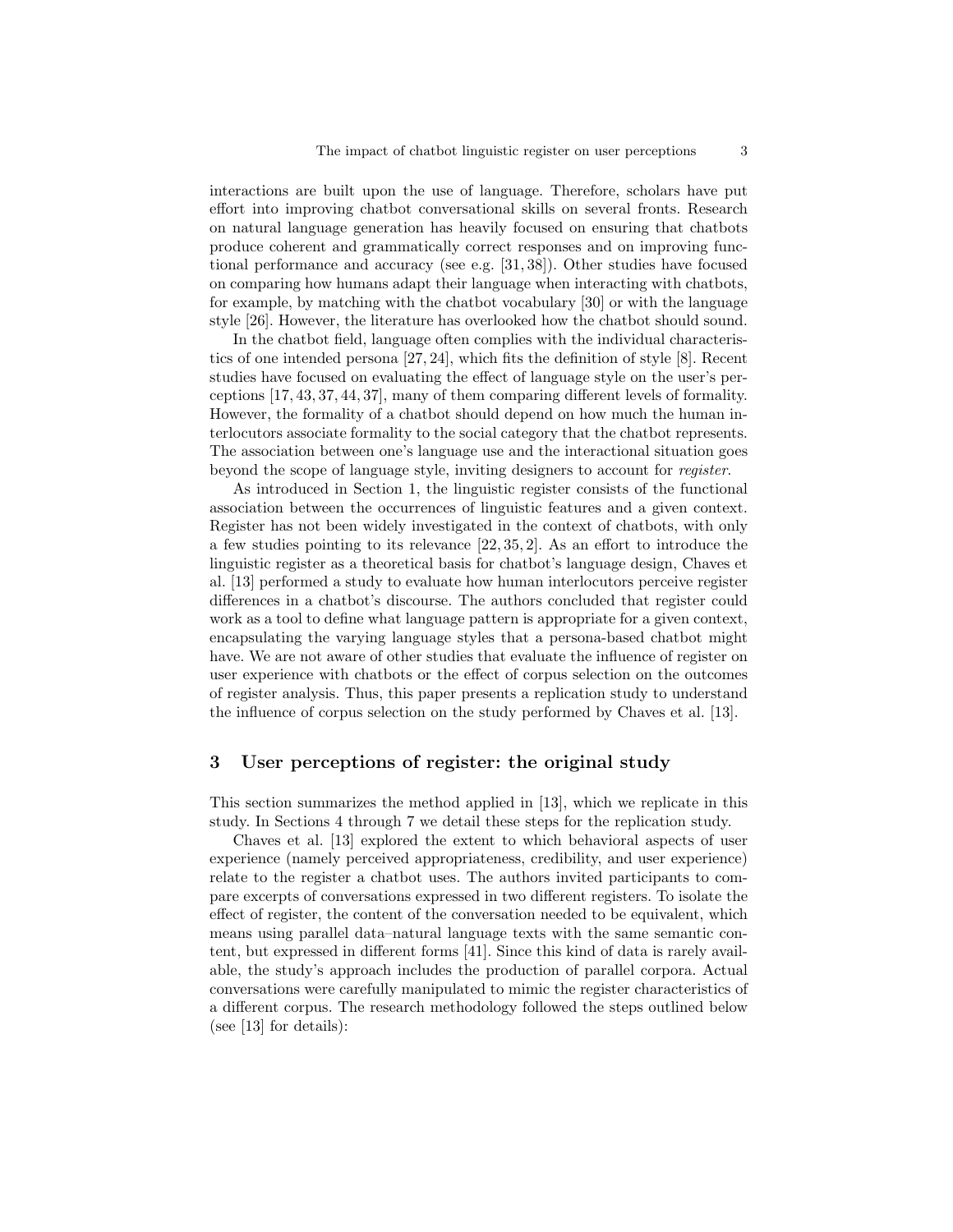interactions are built upon the use of language. Therefore, scholars have put effort into improving chatbot conversational skills on several fronts. Research on natural language generation has heavily focused on ensuring that chatbots produce coherent and grammatically correct responses and on improving functional performance and accuracy (see e.g. [31, 38]). Other studies have focused on comparing how humans adapt their language when interacting with chatbots, for example, by matching with the chatbot vocabulary [30] or with the language style [26]. However, the literature has overlooked how the chatbot should sound.

In the chatbot field, language often complies with the individual characteristics of one intended persona [27, 24], which fits the definition of style [8]. Recent studies have focused on evaluating the effect of language style on the user's perceptions [17, 43, 37, 44, 37], many of them comparing different levels of formality. However, the formality of a chatbot should depend on how much the human interlocutors associate formality to the social category that the chatbot represents. The association between one's language use and the interactional situation goes beyond the scope of language style, inviting designers to account for *register*.

As introduced in Section 1, the linguistic register consists of the functional association between the occurrences of linguistic features and a given context. Register has not been widely investigated in the context of chatbots, with only a few studies pointing to its relevance [22, 35, 2]. As an effort to introduce the linguistic register as a theoretical basis for chatbot's language design, Chaves et al. [13] performed a study to evaluate how human interlocutors perceive register differences in a chatbot's discourse. The authors concluded that register could work as a tool to define what language pattern is appropriate for a given context, encapsulating the varying language styles that a persona-based chatbot might have. We are not aware of other studies that evaluate the influence of register on user experience with chatbots or the effect of corpus selection on the outcomes of register analysis. Thus, this paper presents a replication study to understand the influence of corpus selection on the study performed by Chaves et al. [13].

## 3 User perceptions of register: the original study

This section summarizes the method applied in [13], which we replicate in this study. In Sections 4 through 7 we detail these steps for the replication study.

Chaves et al. [13] explored the extent to which behavioral aspects of user experience (namely perceived appropriateness, credibility, and user experience) relate to the register a chatbot uses. The authors invited participants to compare excerpts of conversations expressed in two different registers. To isolate the effect of register, the content of the conversation needed to be equivalent, which means using parallel data–natural language texts with the same semantic content, but expressed in different forms [41]. Since this kind of data is rarely available, the study's approach includes the production of parallel corpora. Actual conversations were carefully manipulated to mimic the register characteristics of a different corpus. The research methodology followed the steps outlined below (see [13] for details):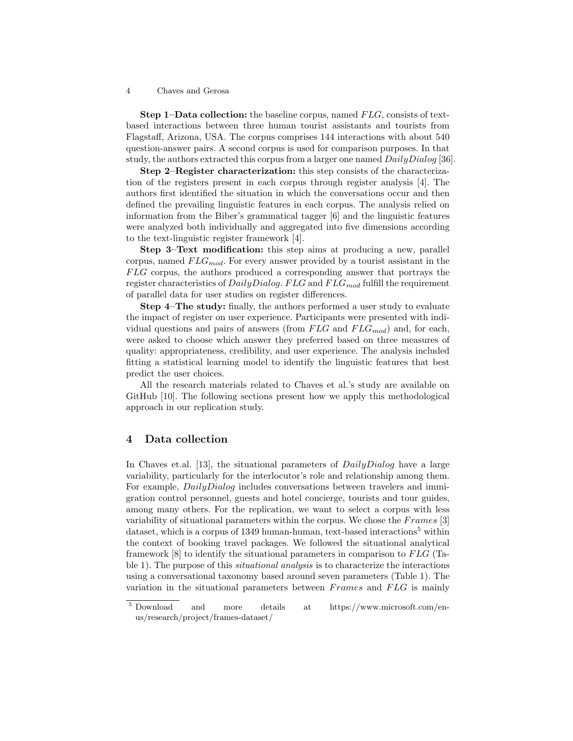**Step 1–Data collection:** the baseline corpus, named $FLG$, consists of text-based interactions between three human tourist assistants and tourists from Flagstaff, Arizona, USA. The corpus comprises 144 interactions with about 540 question-answer pairs. A second corpus is used for comparison purposes. In that study, the authors extracted this corpus from a larger one named $DailyDialog$ [36].

**Step 2–Register characterization:** this step consists of the characterization of the registers present in each corpus through register analysis [4]. The authors first identified the situation in which the conversations occur and then defined the prevailing linguistic features in each corpus. The analysis relied on information from the Biber's grammatical tagger [6] and the linguistic features were analyzed both individually and aggregated into five dimensions according to the text-linguistic register framework [4].

**Step 3–Text modification:** this step aims at producing a new, parallel corpus, named $FLG_{mod}$. For every answer provided by a tourist assistant in the $FLG$ corpus, the authors produced a corresponding answer that portrays the register characteristics of $DailyDialog$. $FLG$ and $FLG_{mod}$ fulfill the requirement of parallel data for user studies on register differences.

**Step 4–The study:** finally, the authors performed a user study to evaluate the impact of register on user experience. Participants were presented with individual questions and pairs of answers (from $FLG$ and $FLG_{mod}$) and, for each, were asked to choose which answer they preferred based on three measures of quality: appropriateness, credibility, and user experience. The analysis included fitting a statistical learning model to identify the linguistic features that best predict the user choices.

All the research materials related to Chaves et al.'s study are available on GitHub [10]. The following sections present how we apply this methodological approach in our replication study.

## 4 Data collection

In Chaves et.al. [13], the situational parameters of $DailyDialog$ have a large variability, particularly for the interlocutor's role and relationship among them. For example, $DailyDialog$ includes conversations between travelers and immigration control personnel, guests and hotel concierge, tourists and tour guides, among many others. For the replication, we want to select a corpus with less variability of situational parameters within the corpus. We chose the $Frames$ [3] dataset, which is a corpus of 1349 human-human, text-based interactions[5] within the context of booking travel packages. We followed the situational analytical framework [8] to identify the situational parameters in comparison to $FLG$ (Table 1). The purpose of this *situational analysis* is to characterize the interactions using a conversational taxonomy based around seven parameters (Table 1). The variation in the situational parameters between $Frames$ and $FLG$ is mainly

[5] Download and more details at https://www.microsoft.com/en-us/research/project/frames-dataset/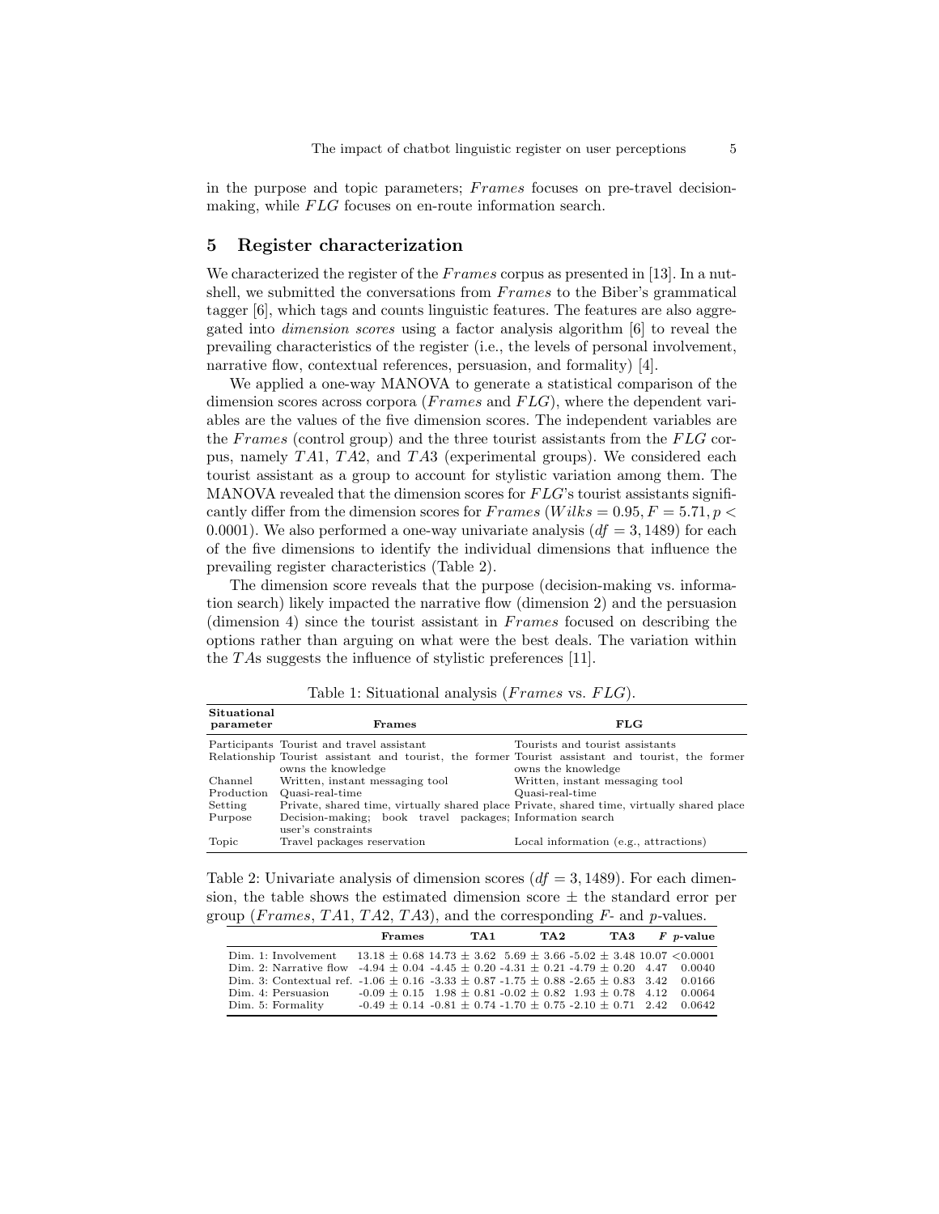in the purpose and topic parameters; *Frames* focuses on pre-travel decision-making, while *FLG* focuses on en-route information search.

## 5 Register characterization

We characterized the register of the *Frames* corpus as presented in [13]. In a nutshell, we submitted the conversations from *Frames* to the Biber's grammatical tagger [6], which tags and counts linguistic features. The features are also aggregated into *dimension scores* using a factor analysis algorithm [6] to reveal the prevailing characteristics of the register (i.e., the levels of personal involvement, narrative flow, contextual references, persuasion, and formality) [4].

We applied a one-way MANOVA to generate a statistical comparison of the dimension scores across corpora (*Frames* and *FLG*), where the dependent variables are the values of the five dimension scores. The independent variables are the *Frames* (control group) and the three tourist assistants from the *FLG* corpus, namely $TA1$, $TA2$, and $TA3$ (experimental groups). We considered each tourist assistant as a group to account for stylistic variation among them. The MANOVA revealed that the dimension scores for *FLG*'s tourist assistants significantly differ from the dimension scores for *Frames* ($Wilks = 0.95, F = 5.71, p < 0.0001$). We also performed a one-way univariate analysis ($df = 3, 1489$) for each of the five dimensions to identify the individual dimensions that influence the prevailing register characteristics (Table 2).

The dimension score reveals that the purpose (decision-making vs. information search) likely impacted the narrative flow (dimension 2) and the persuasion (dimension 4) since the tourist assistant in *Frames* focused on describing the options rather than arguing on what were the best deals. The variation within the $TA$s suggests the influence of stylistic preferences [11].

Table 1: Situational analysis (*Frames* vs. *FLG*).

| Situational parameter | Frames | FLG |
|---|---|---|
| Participants | Tourist and travel assistant | Tourists and tourist assistants |
| Relationship | Tourist assistant and tourist, the former owns the knowledge | Tourist assistant and tourist, the former owns the knowledge |
| Channel | Written, instant messaging tool | Written, instant messaging tool |
| Production | Quasi-real-time | Quasi-real-time |
| Setting | Private, shared time, virtually shared place | Private, shared time, virtually shared place |
| Purpose | Decision-making; book travel packages; user's constraints | Information search |
| Topic | Travel packages reservation | Local information (e.g., attractions) |

Table 2: Univariate analysis of dimension scores ($df = 3, 1489$). For each dimension, the table shows the estimated dimension score ± the standard error per group (*Frames*, $TA1$, $TA2$, $TA3$), and the corresponding $F$- and $p$-values.

| | Frames | TA1 | TA2 | TA3 | $F$ | $p$-value |
|---|---|---|---|---|---|---|
| Dim. 1: Involvement | 13.18 ± 0.68 | 14.73 ± 3.62 | 5.69 ± 3.66 | -5.02 ± 3.48 | 10.07 | <0.0001 |
| Dim. 2: Narrative flow | -4.94 ± 0.04 | -4.45 ± 0.20 | -4.31 ± 0.21 | -4.79 ± 0.20 | 4.47 | 0.0040 |
| Dim. 3: Contextual ref. | -1.06 ± 0.16 | -3.33 ± 0.87 | -1.75 ± 0.88 | -2.65 ± 0.83 | 3.42 | 0.0166 |
| Dim. 4: Persuasion | -0.09 ± 0.15 | 1.98 ± 0.81 | -0.02 ± 0.82 | 1.93 ± 0.78 | 4.12 | 0.0064 |
| Dim. 5: Formality | -0.49 ± 0.14 | -0.81 ± 0.74 | -1.70 ± 0.75 | -2.10 ± 0.71 | 2.42 | 0.0642 |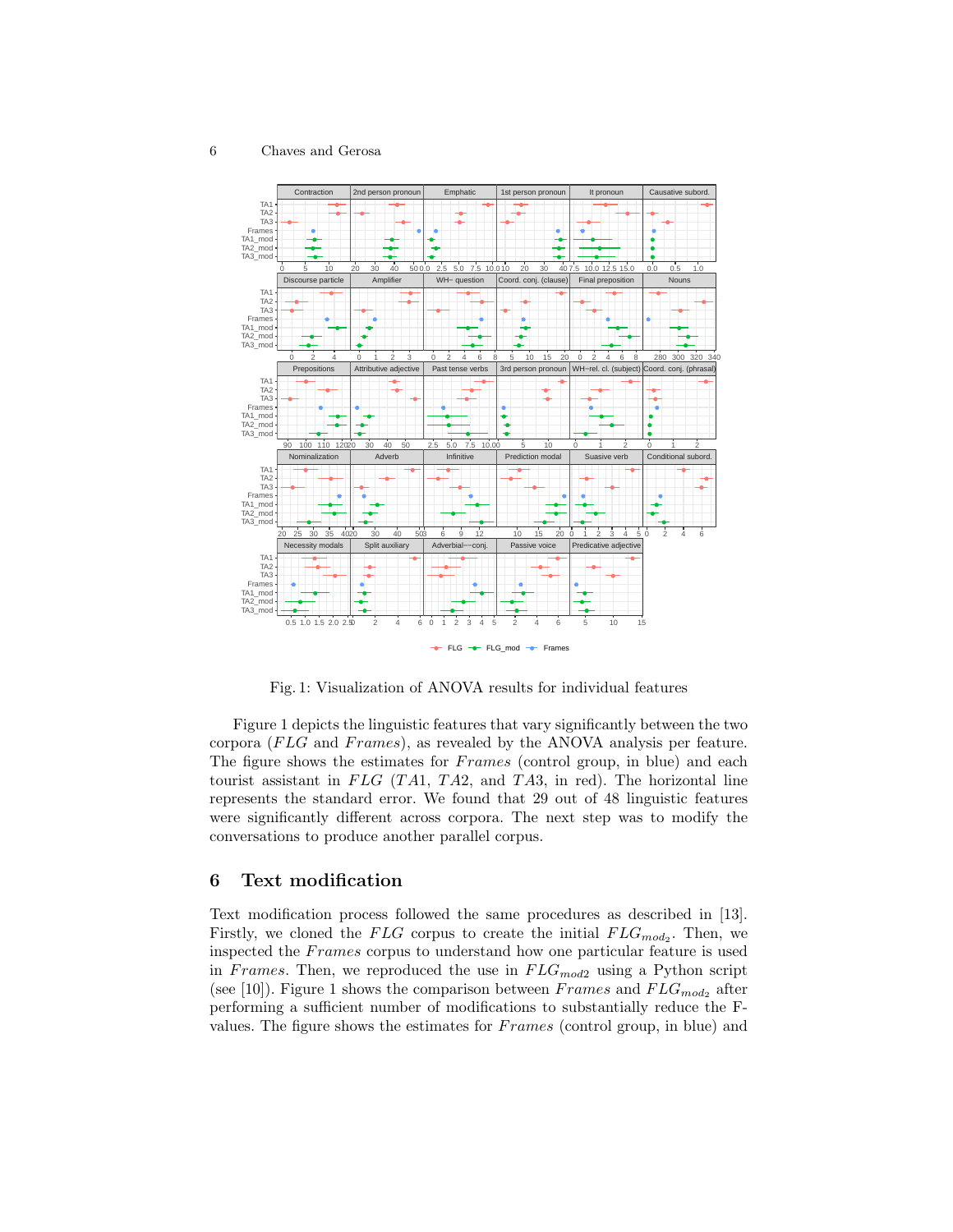Fig. 1: Visualization of ANOVA results for individual features

Figure 1 depicts the linguistic features that vary significantly between the two corpora (*FLG* and *Frames*), as revealed by the ANOVA analysis per feature. The figure shows the estimates for *Frames* (control group, in blue) and each tourist assistant in *FLG* ($TA1$, $TA2$, and $TA3$, in red). The horizontal line represents the standard error. We found that 29 out of 48 linguistic features were significantly different across corpora. The next step was to modify the conversations to produce another parallel corpus.

## 6 Text modification

Text modification process followed the same procedures as described in [13]. Firstly, we cloned the *FLG* corpus to create the initial $FLG_{mod_2}$. Then, we inspected the *Frames* corpus to understand how one particular feature is used in *Frames*. Then, we reproduced the use in $FLG_{mod2}$ using a Python script (see [10]). Figure 1 shows the comparison between *Frames* and $FLG_{mod_2}$ after performing a sufficient number of modifications to substantially reduce the F-values. The figure shows the estimates for *Frames* (control group, in blue) and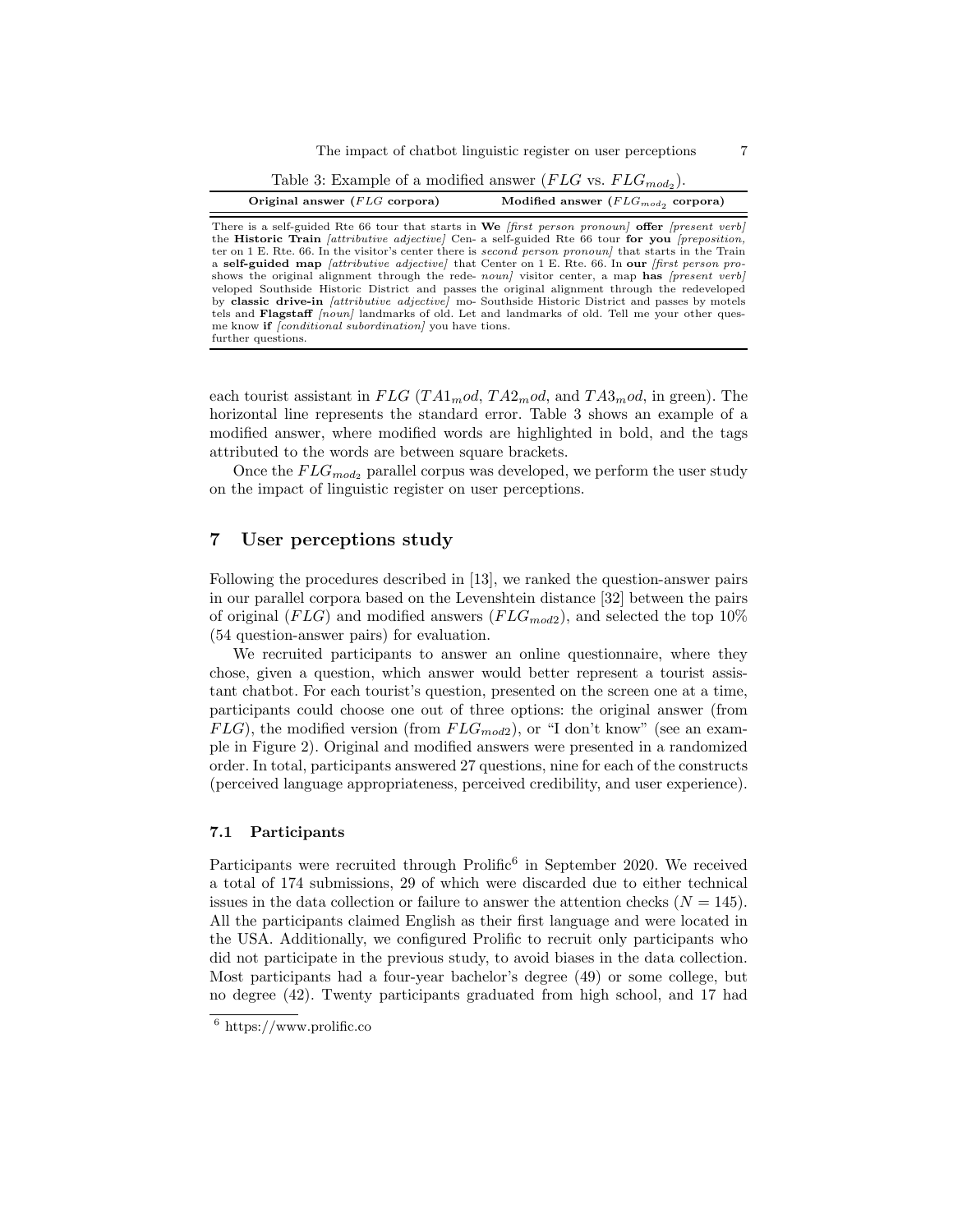Table 3: Example of a modified answer ($FLG$ vs. $FLG_{mod_2}$).

| **Original answer ($FLG$ corpora)** | **Modified answer ($FLG_{mod_2}$ corpora)** |
|---|---|
| There is a self-guided Rte 66 tour that starts in the **Historic Train** *[attributive adjective]* Center on 1 E. Rte. 66. In the visitor's center there is a **self-guided map** *[attributive adjective]* that shows the original alignment through the redeveloped Southside Historic District and passes by **classic drive-in** *[attributive adjective]* motels and **Flagstaff** *[noun]* landmarks of old. Let me know **if** *[conditional subordination]* you have further questions. | **We** *[first person pronoun]* **offer** *[present verb]* a self-guided Rte 66 tour **for you** *[preposition, second person pronoun]* that starts in the Train Center on 1 E. Rte. 66. In **our** *[first person pronoun]* visitor center, a map **has** *[present verb]* the original alignment through the redeveloped Southside Historic District and passes by motels and landmarks of old. Tell me your other questions. |

each tourist assistant in $FLG$ ($TA1_mod$, $TA2_mod$, and $TA3_mod$, in green). The horizontal line represents the standard error. Table 3 shows an example of a modified answer, where modified words are highlighted in bold, and the tags attributed to the words are between square brackets.

Once the $FLG_{mod_2}$ parallel corpus was developed, we perform the user study on the impact of linguistic register on user perceptions.

# 7 User perceptions study

Following the procedures described in [13], we ranked the question-answer pairs in our parallel corpora based on the Levenshtein distance [32] between the pairs of original ($FLG$) and modified answers ($FLG_{mod2}$), and selected the top 10% (54 question-answer pairs) for evaluation.

We recruited participants to answer an online questionnaire, where they chose, given a question, which answer would better represent a tourist assistant chatbot. For each tourist's question, presented on the screen one at a time, participants could choose one out of three options: the original answer (from $FLG$), the modified version (from $FLG_{mod2}$), or "I don't know" (see an example in Figure 2). Original and modified answers were presented in a randomized order. In total, participants answered 27 questions, nine for each of the constructs (perceived language appropriateness, perceived credibility, and user experience).

## 7.1 Participants

Participants were recruited through Prolific[6] in September 2020. We received a total of 174 submissions, 29 of which were discarded due to either technical issues in the data collection or failure to answer the attention checks ($N = 145$). All the participants claimed English as their first language and were located in the USA. Additionally, we configured Prolific to recruit only participants who did not participate in the previous study, to avoid biases in the data collection. Most participants had a four-year bachelor's degree (49) or some college, but no degree (42). Twenty participants graduated from high school, and 17 had

[6] https://www.prolific.co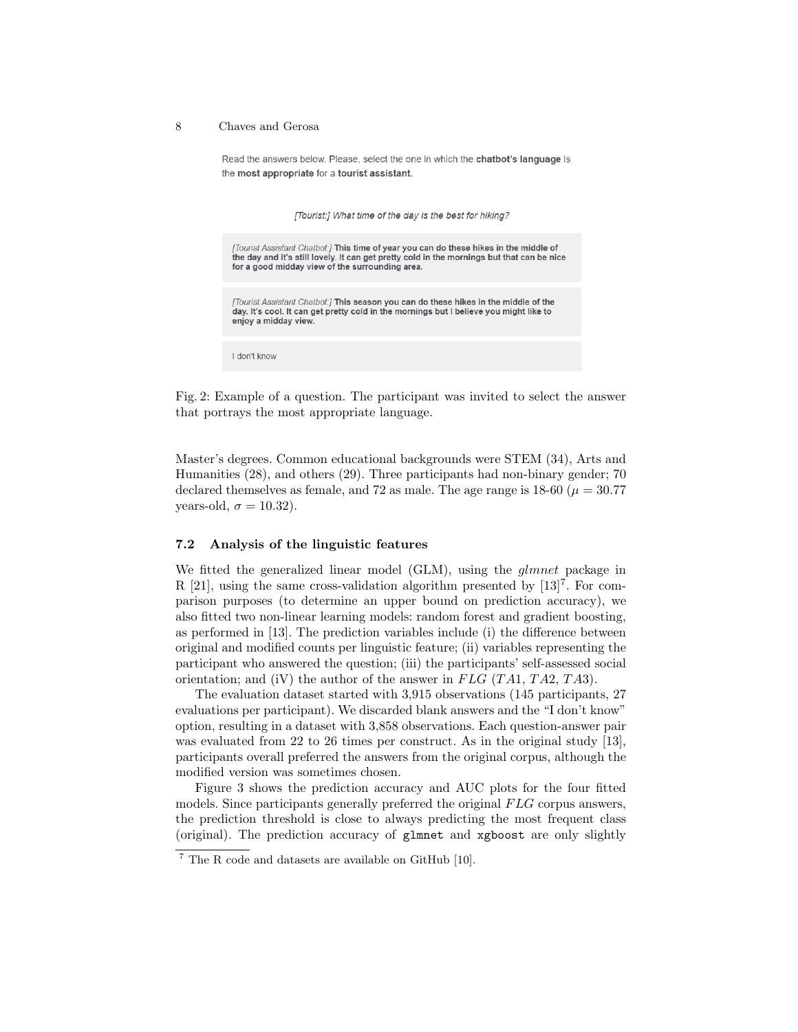Read the answers below. Please, select the one in which the **chatbot's language** is the **most appropriate** for a **tourist assistant.**

*[Tourist:] What time of the day is the best for hiking?*

*[Tourist Assistant Chatbot:]* **This time of year you can do these hikes in the middle of the day and it's still lovely. It can get pretty cold in the mornings but that can be nice for a good midday view of the surrounding area.**

*[Tourist Assistant Chatbot:]* **This season you can do these hikes in the middle of the day. It's cool. It can get pretty cold in the mornings but I believe you might like to enjoy a midday view.**

I don't know

Fig. 2: Example of a question. The participant was invited to select the answer that portrays the most appropriate language.

Master's degrees. Common educational backgrounds were STEM (34), Arts and Humanities (28), and others (29). Three participants had non-binary gender; 70 declared themselves as female, and 72 as male. The age range is 18-60 ($\mu = 30.77$ years-old, $\sigma = 10.32$).

### 7.2 Analysis of the linguistic features

We fitted the generalized linear model (GLM), using the *glmnet* package in R [21], using the same cross-validation algorithm presented by [13][7]. For comparison purposes (to determine an upper bound on prediction accuracy), we also fitted two non-linear learning models: random forest and gradient boosting, as performed in [13]. The prediction variables include (i) the difference between original and modified counts per linguistic feature; (ii) variables representing the participant who answered the question; (iii) the participants' self-assessed social orientation; and (iV) the author of the answer in $FLG$ ($TA1$, $TA2$, $TA3$).

The evaluation dataset started with 3,915 observations (145 participants, 27 evaluations per participant). We discarded blank answers and the "I don't know" option, resulting in a dataset with 3,858 observations. Each question-answer pair was evaluated from 22 to 26 times per construct. As in the original study [13], participants overall preferred the answers from the original corpus, although the modified version was sometimes chosen.

Figure 3 shows the prediction accuracy and AUC plots for the four fitted models. Since participants generally preferred the original $FLG$ corpus answers, the prediction threshold is close to always predicting the most frequent class (original). The prediction accuracy of `glmnet` and `xgboost` are only slightly

[7] The R code and datasets are available on GitHub [10].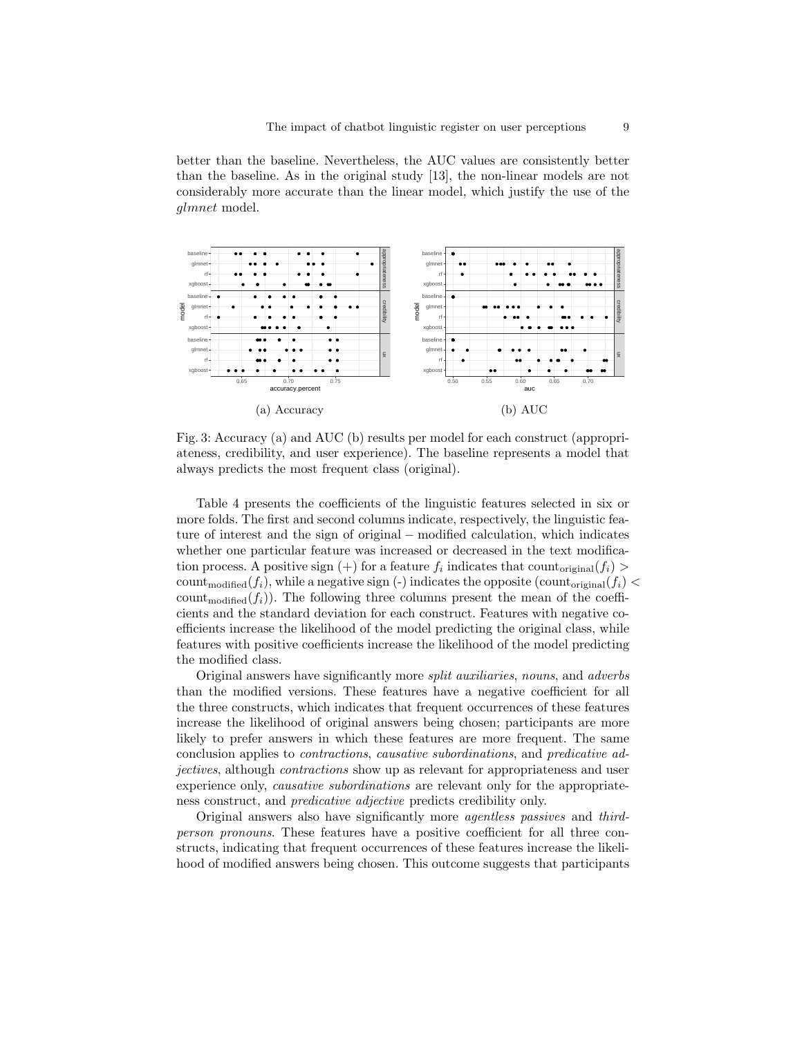better than the baseline. Nevertheless, the AUC values are consistently better than the baseline. As in the original study [13], the non-linear models are not considerably more accurate than the linear model, which justify the use of the *glmnet* model.

(a) Accuracy

(b) AUC

Fig. 3: Accuracy (a) and AUC (b) results per model for each construct (appropriateness, credibility, and user experience). The baseline represents a model that always predicts the most frequent class (original).

Table 4 presents the coefficients of the linguistic features selected in six or more folds. The first and second columns indicate, respectively, the linguistic feature of interest and the sign of original − modified calculation, which indicates whether one particular feature was increased or decreased in the text modification process. A positive sign (+) for a feature $f_i$ indicates that $\text{count}_{\text{original}}(f_i) > \text{count}_{\text{modified}}(f_i)$, while a negative sign (-) indicates the opposite ($\text{count}_{\text{original}}(f_i) < \text{count}_{\text{modified}}(f_i)$). The following three columns present the mean of the coefficients and the standard deviation for each construct. Features with negative coefficients increase the likelihood of the model predicting the original class, while features with positive coefficients increase the likelihood of the model predicting the modified class.

Original answers have significantly more *split auxiliaries*, *nouns*, and *adverbs* than the modified versions. These features have a negative coefficient for all the three constructs, which indicates that frequent occurrences of these features increase the likelihood of original answers being chosen; participants are more likely to prefer answers in which these features are more frequent. The same conclusion applies to *contractions*, *causative subordinations*, and *predicative adjectives*, although *contractions* show up as relevant for appropriateness and user experience only, *causative subordinations* are relevant only for the appropriateness construct, and *predicative adjective* predicts credibility only.

Original answers also have significantly more *agentless passives* and *third-person pronouns*. These features have a positive coefficient for all three constructs, indicating that frequent occurrences of these features increase the likelihood of modified answers being chosen. This outcome suggests that participants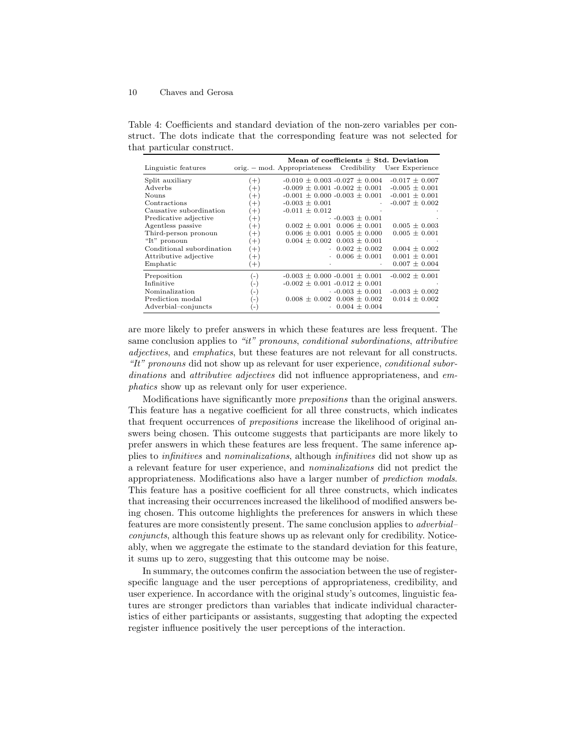Table 4: Coefficients and standard deviation of the non-zero variables per construct. The dots indicate that the corresponding feature was not selected for that particular construct.

| Linguistic features | orig. − mod. | Mean of coefficients ± Std. Deviation Appropriateness | Credibility | User Experience |
|---|---|---|---|---|
| Split auxiliary | (+) | -0.010 ± 0.003 | -0.027 ± 0.004 | -0.017 ± 0.007 |
| Adverbs | (+) | -0.009 ± 0.001 | -0.002 ± 0.001 | -0.005 ± 0.001 |
| Nouns | (+) | -0.001 ± 0.000 | -0.003 ± 0.001 | -0.001 ± 0.001 |
| Contractions | (+) | -0.003 ± 0.001 | · | -0.007 ± 0.002 |
| Causative subordination | (+) | -0.011 ± 0.012 | · | · |
| Predicative adjective | (+) | · | -0.003 ± 0.001 | · |
| Agentless passive | (+) | 0.002 ± 0.001 | 0.006 ± 0.001 | 0.005 ± 0.003 |
| Third-person pronoun | (+) | 0.006 ± 0.001 | 0.005 ± 0.000 | 0.005 ± 0.001 |
| "It" pronoun | (+) | 0.004 ± 0.002 | 0.003 ± 0.001 | · |
| Conditional subordination | (+) | · | 0.002 ± 0.002 | 0.004 ± 0.002 |
| Attributive adjective | (+) | · | 0.006 ± 0.001 | 0.001 ± 0.001 |
| Emphatic | (+) | · | · | 0.007 ± 0.004 |
| Preposition | (-) | -0.003 ± 0.000 | -0.001 ± 0.001 | -0.002 ± 0.001 |
| Infinitive | (-) | -0.002 ± 0.001 | -0.012 ± 0.001 | · |
| Nominalization | (-) | · | -0.003 ± 0.001 | -0.003 ± 0.002 |
| Prediction modal | (-) | 0.008 ± 0.002 | 0.008 ± 0.002 | 0.014 ± 0.002 |
| Adverbial–conjuncts | (-) | · | 0.004 ± 0.004 | · |

are more likely to prefer answers in which these features are less frequent. The same conclusion applies to *"it" pronouns*, *conditional subordinations*, *attributive adjectives*, and *emphatics*, but these features are not relevant for all constructs. *"It" pronouns* did not show up as relevant for user experience, *conditional subordinations* and *attributive adjectives* did not influence appropriateness, and *emphatics* show up as relevant only for user experience.

Modifications have significantly more *prepositions* than the original answers. This feature has a negative coefficient for all three constructs, which indicates that frequent occurrences of *prepositions* increase the likelihood of original answers being chosen. This outcome suggests that participants are more likely to prefer answers in which these features are less frequent. The same inference applies to *infinitives* and *nominalizations*, although *infinitives* did not show up as a relevant feature for user experience, and *nominalizations* did not predict the appropriateness. Modifications also have a larger number of *prediction modals*. This feature has a positive coefficient for all three constructs, which indicates that increasing their occurrences increased the likelihood of modified answers being chosen. This outcome highlights the preferences for answers in which these features are more consistently present. The same conclusion applies to *adverbial–conjuncts*, although this feature shows up as relevant only for credibility. Noticeably, when we aggregate the estimate to the standard deviation for this feature, it sums up to zero, suggesting that this outcome may be noise.

In summary, the outcomes confirm the association between the use of register-specific language and the user perceptions of appropriateness, credibility, and user experience. In accordance with the original study's outcomes, linguistic features are stronger predictors than variables that indicate individual characteristics of either participants or assistants, suggesting that adopting the expected register influence positively the user perceptions of the interaction.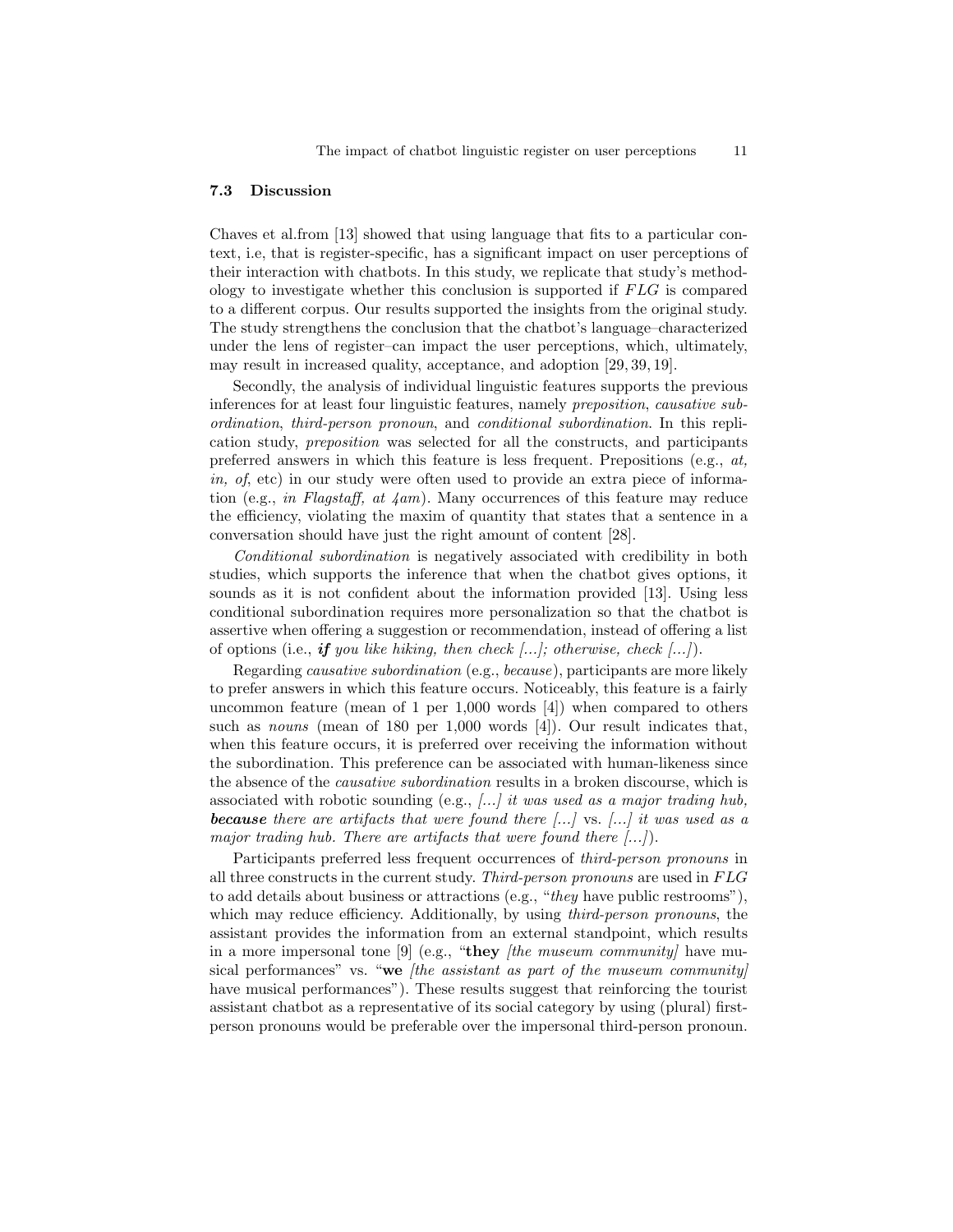### 7.3 Discussion

Chaves et al.from [13] showed that using language that fits to a particular context, i.e, that is register-specific, has a significant impact on user perceptions of their interaction with chatbots. In this study, we replicate that study's methodology to investigate whether this conclusion is supported if *FLG* is compared to a different corpus. Our results supported the insights from the original study. The study strengthens the conclusion that the chatbot's language–characterized under the lens of register–can impact the user perceptions, which, ultimately, may result in increased quality, acceptance, and adoption [29, 39, 19].

Secondly, the analysis of individual linguistic features supports the previous inferences for at least four linguistic features, namely *preposition*, *causative subordination*, *third-person pronoun*, and *conditional subordination*. In this replication study, *preposition* was selected for all the constructs, and participants preferred answers in which this feature is less frequent. Prepositions (e.g., *at, in, of*, etc) in our study were often used to provide an extra piece of information (e.g., *in Flagstaff, at 4am*). Many occurrences of this feature may reduce the efficiency, violating the maxim of quantity that states that a sentence in a conversation should have just the right amount of content [28].

*Conditional subordination* is negatively associated with credibility in both studies, which supports the inference that when the chatbot gives options, it sounds as it is not confident about the information provided [13]. Using less conditional subordination requires more personalization so that the chatbot is assertive when offering a suggestion or recommendation, instead of offering a list of options (i.e., ***if*** *you like hiking, then check [...]; otherwise, check [...]*).

Regarding *causative subordination* (e.g., *because*), participants are more likely to prefer answers in which this feature occurs. Noticeably, this feature is a fairly uncommon feature (mean of 1 per 1,000 words [4]) when compared to others such as *nouns* (mean of 180 per 1,000 words [4]). Our result indicates that, when this feature occurs, it is preferred over receiving the information without the subordination. This preference can be associated with human-likeness since the absence of the *causative subordination* results in a broken discourse, which is associated with robotic sounding (e.g., *[...] it was used as a major trading hub,* ***because*** *there are artifacts that were found there [...]* vs. *[...] it was used as a major trading hub. There are artifacts that were found there [...]*).

Participants preferred less frequent occurrences of *third-person pronouns* in all three constructs in the current study. *Third-person pronouns* are used in *FLG* to add details about business or attractions (e.g., "*they* have public restrooms"), which may reduce efficiency. Additionally, by using *third-person pronouns*, the assistant provides the information from an external standpoint, which results in a more impersonal tone [9] (e.g., "**they** *[the museum community]* have musical performances" vs. "**we** *[the assistant as part of the museum community]* have musical performances"). These results suggest that reinforcing the tourist assistant chatbot as a representative of its social category by using (plural) first-person pronouns would be preferable over the impersonal third-person pronoun.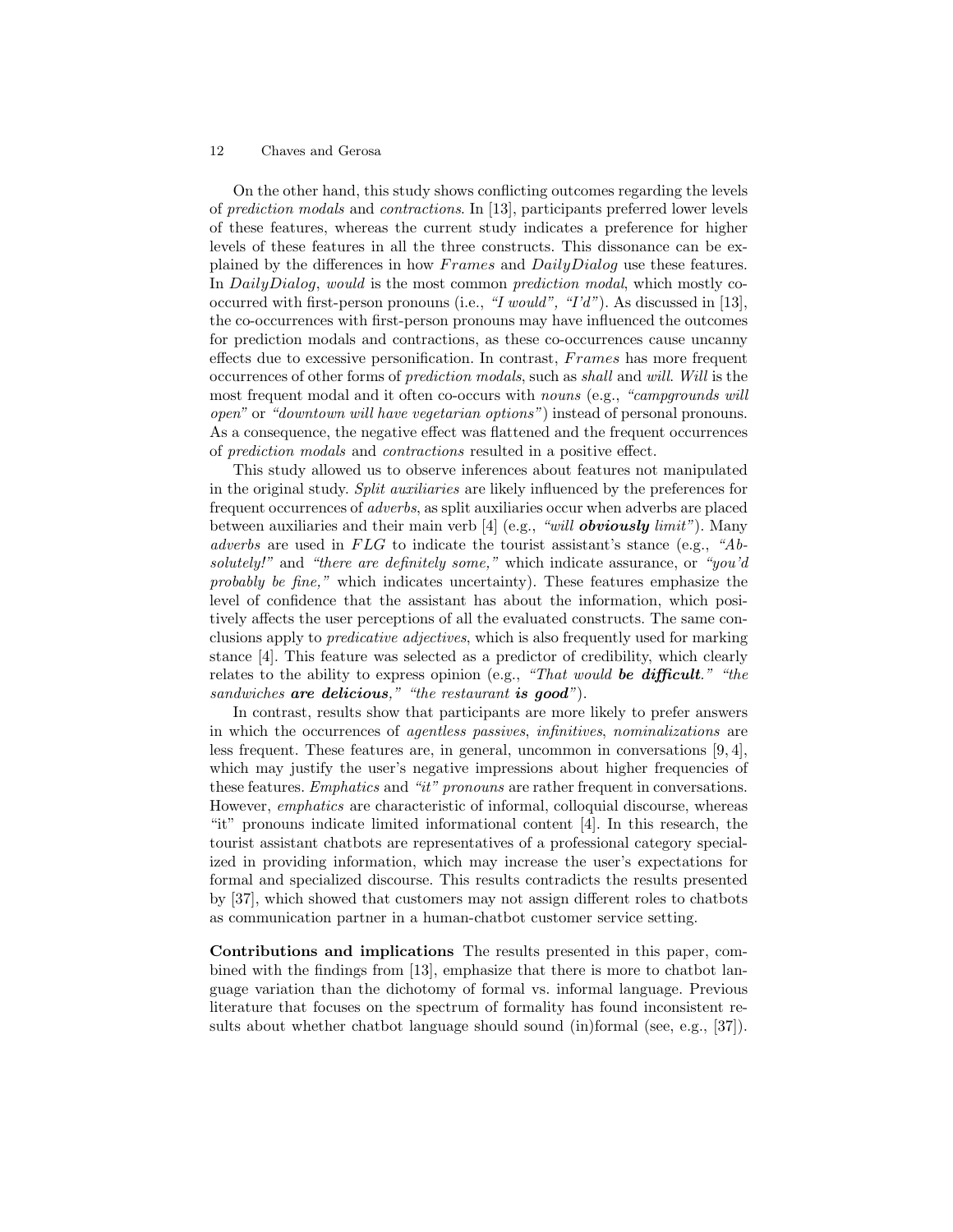On the other hand, this study shows conflicting outcomes regarding the levels of *prediction modals* and *contractions*. In [13], participants preferred lower levels of these features, whereas the current study indicates a preference for higher levels of these features in all the three constructs. This dissonance can be explained by the differences in how *Frames* and *DailyDialog* use these features. In *DailyDialog*, *would* is the most common *prediction modal*, which mostly co-occurred with first-person pronouns (i.e., *"I would", "I'd"*). As discussed in [13], the co-occurrences with first-person pronouns may have influenced the outcomes for prediction modals and contractions, as these co-occurrences cause uncanny effects due to excessive personification. In contrast, *Frames* has more frequent occurrences of other forms of *prediction modals*, such as *shall* and *will*. *Will* is the most frequent modal and it often co-occurs with *nouns* (e.g., *"campgrounds will open"* or *"downtown will have vegetarian options"*) instead of personal pronouns. As a consequence, the negative effect was flattened and the frequent occurrences of *prediction modals* and *contractions* resulted in a positive effect.

This study allowed us to observe inferences about features not manipulated in the original study. *Split auxiliaries* are likely influenced by the preferences for frequent occurrences of *adverbs*, as split auxiliaries occur when adverbs are placed between auxiliaries and their main verb [4] (e.g., *"will **obviously** limit"*). Many *adverbs* are used in *FLG* to indicate the tourist assistant's stance (e.g., *"Absolutely!"* and *"there are definitely some,"* which indicate assurance, or *"you'd probably be fine,"* which indicates uncertainty). These features emphasize the level of confidence that the assistant has about the information, which positively affects the user perceptions of all the evaluated constructs. The same conclusions apply to *predicative adjectives*, which is also frequently used for marking stance [4]. This feature was selected as a predictor of credibility, which clearly relates to the ability to express opinion (e.g., *"That would **be difficult**." "the sandwiches **are delicious**," "the restaurant **is good**"*).

In contrast, results show that participants are more likely to prefer answers in which the occurrences of *agentless passives*, *infinitives*, *nominalizations* are less frequent. These features are, in general, uncommon in conversations [9, 4], which may justify the user's negative impressions about higher frequencies of these features. *Emphatics* and *"it" pronouns* are rather frequent in conversations. However, *emphatics* are characteristic of informal, colloquial discourse, whereas "it" pronouns indicate limited informational content [4]. In this research, the tourist assistant chatbots are representatives of a professional category specialized in providing information, which may increase the user's expectations for formal and specialized discourse. This results contradicts the results presented by [37], which showed that customers may not assign different roles to chatbots as communication partner in a human-chatbot customer service setting.

**Contributions and implications** The results presented in this paper, combined with the findings from [13], emphasize that there is more to chatbot language variation than the dichotomy of formal vs. informal language. Previous literature that focuses on the spectrum of formality has found inconsistent results about whether chatbot language should sound (in)formal (see, e.g., [37]).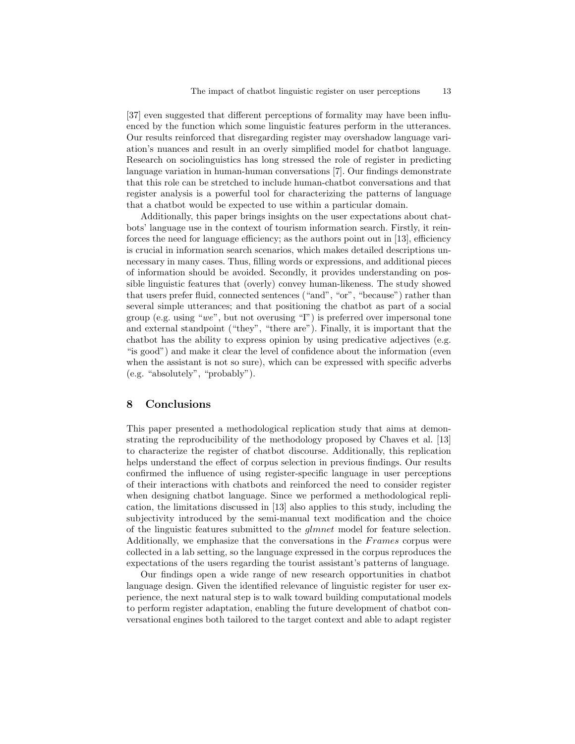[37] even suggested that different perceptions of formality may have been influenced by the function which some linguistic features perform in the utterances. Our results reinforced that disregarding register may overshadow language variation's nuances and result in an overly simplified model for chatbot language. Research on sociolinguistics has long stressed the role of register in predicting language variation in human-human conversations [7]. Our findings demonstrate that this role can be stretched to include human-chatbot conversations and that register analysis is a powerful tool for characterizing the patterns of language that a chatbot would be expected to use within a particular domain.

Additionally, this paper brings insights on the user expectations about chatbots' language use in the context of tourism information search. Firstly, it reinforces the need for language efficiency; as the authors point out in [13], efficiency is crucial in information search scenarios, which makes detailed descriptions unnecessary in many cases. Thus, filling words or expressions, and additional pieces of information should be avoided. Secondly, it provides understanding on possible linguistic features that (overly) convey human-likeness. The study showed that users prefer fluid, connected sentences ("and", "or", "because") rather than several simple utterances; and that positioning the chatbot as part of a social group (e.g. using "*we*", but not overusing "I") is preferred over impersonal tone and external standpoint ("they", "there are"). Finally, it is important that the chatbot has the ability to express opinion by using predicative adjectives (e.g. "is good") and make it clear the level of confidence about the information (even when the assistant is not so sure), which can be expressed with specific adverbs (e.g. "absolutely", "probably").

## 8 Conclusions

This paper presented a methodological replication study that aims at demonstrating the reproducibility of the methodology proposed by Chaves et al. [13] to characterize the register of chatbot discourse. Additionally, this replication helps understand the effect of corpus selection in previous findings. Our results confirmed the influence of using register-specific language in user perceptions of their interactions with chatbots and reinforced the need to consider register when designing chatbot language. Since we performed a methodological replication, the limitations discussed in [13] also applies to this study, including the subjectivity introduced by the semi-manual text modification and the choice of the linguistic features submitted to the *glmnet* model for feature selection. Additionally, we emphasize that the conversations in the *Frames* corpus were collected in a lab setting, so the language expressed in the corpus reproduces the expectations of the users regarding the tourist assistant's patterns of language.

Our findings open a wide range of new research opportunities in chatbot language design. Given the identified relevance of linguistic register for user experience, the next natural step is to walk toward building computational models to perform register adaptation, enabling the future development of chatbot conversational engines both tailored to the target context and able to adapt register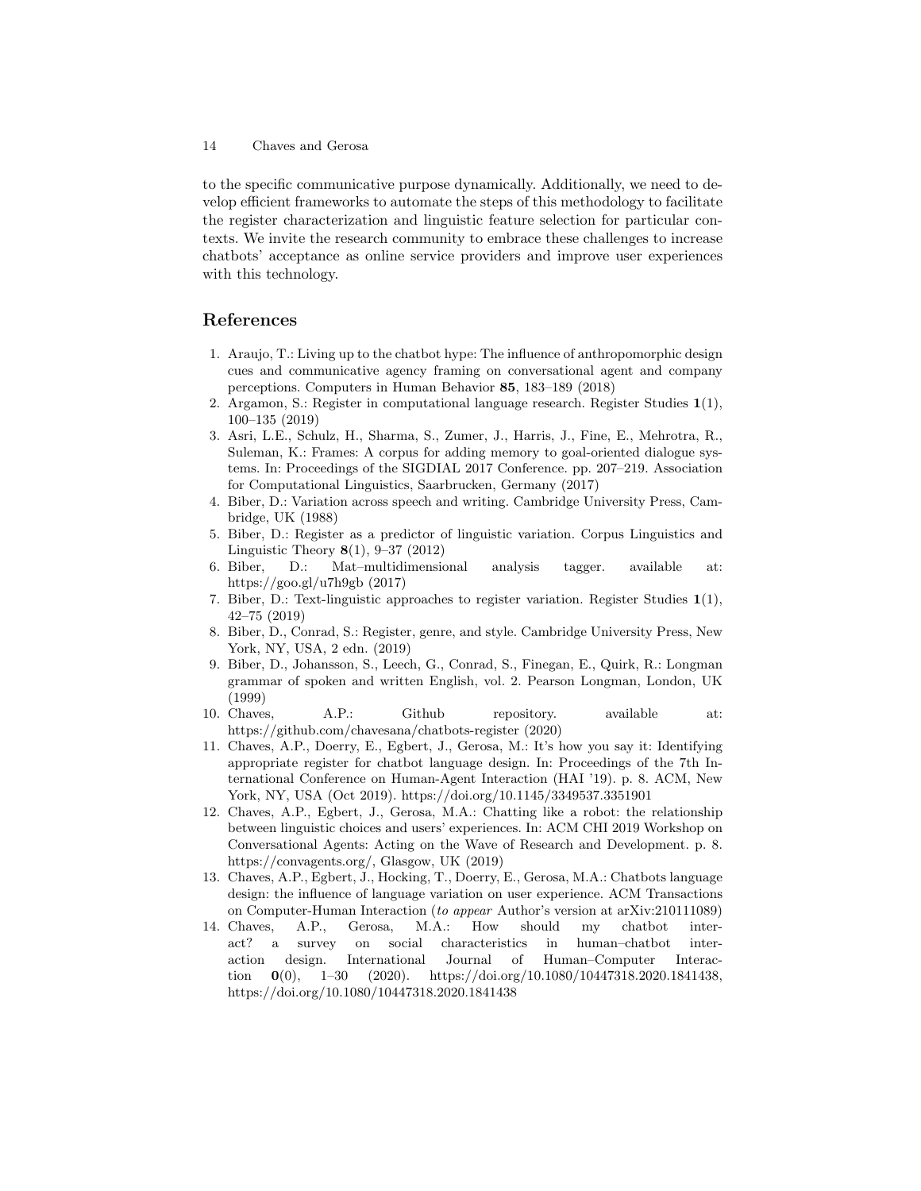to the specific communicative purpose dynamically. Additionally, we need to develop efficient frameworks to automate the steps of this methodology to facilitate the register characterization and linguistic feature selection for particular contexts. We invite the research community to embrace these challenges to increase chatbots' acceptance as online service providers and improve user experiences with this technology.

## References

1. Araujo, T.: Living up to the chatbot hype: The influence of anthropomorphic design cues and communicative agency framing on conversational agent and company perceptions. Computers in Human Behavior **85**, 183–189 (2018)
2. Argamon, S.: Register in computational language research. Register Studies **1**(1), 100–135 (2019)
3. Asri, L.E., Schulz, H., Sharma, S., Zumer, J., Harris, J., Fine, E., Mehrotra, R., Suleman, K.: Frames: A corpus for adding memory to goal-oriented dialogue systems. In: Proceedings of the SIGDIAL 2017 Conference. pp. 207–219. Association for Computational Linguistics, Saarbrucken, Germany (2017)
4. Biber, D.: Variation across speech and writing. Cambridge University Press, Cambridge, UK (1988)
5. Biber, D.: Register as a predictor of linguistic variation. Corpus Linguistics and Linguistic Theory **8**(1), 9–37 (2012)
6. Biber, D.: Mat–multidimensional analysis tagger. available at: https://goo.gl/u7h9gb (2017)
7. Biber, D.: Text-linguistic approaches to register variation. Register Studies **1**(1), 42–75 (2019)
8. Biber, D., Conrad, S.: Register, genre, and style. Cambridge University Press, New York, NY, USA, 2 edn. (2019)
9. Biber, D., Johansson, S., Leech, G., Conrad, S., Finegan, E., Quirk, R.: Longman grammar of spoken and written English, vol. 2. Pearson Longman, London, UK (1999)
10. Chaves, A.P.: Github repository. available at: https://github.com/chavesana/chatbots-register (2020)
11. Chaves, A.P., Doerry, E., Egbert, J., Gerosa, M.: It's how you say it: Identifying appropriate register for chatbot language design. In: Proceedings of the 7th International Conference on Human-Agent Interaction (HAI '19). p. 8. ACM, New York, NY, USA (Oct 2019). https://doi.org/10.1145/3349537.3351901
12. Chaves, A.P., Egbert, J., Gerosa, M.A.: Chatting like a robot: the relationship between linguistic choices and users' experiences. In: ACM CHI 2019 Workshop on Conversational Agents: Acting on the Wave of Research and Development. p. 8. https://convagents.org/, Glasgow, UK (2019)
13. Chaves, A.P., Egbert, J., Hocking, T., Doerry, E., Gerosa, M.A.: Chatbots language design: the influence of language variation on user experience. ACM Transactions on Computer-Human Interaction (*to appear* Author's version at arXiv:210111089)
14. Chaves, A.P., Gerosa, M.A.: How should my chatbot interact? a survey on social characteristics in human–chatbot interaction design. International Journal of Human–Computer Interaction **0**(0), 1–30 (2020). https://doi.org/10.1080/10447318.2020.1841438, https://doi.org/10.1080/10447318.2020.1841438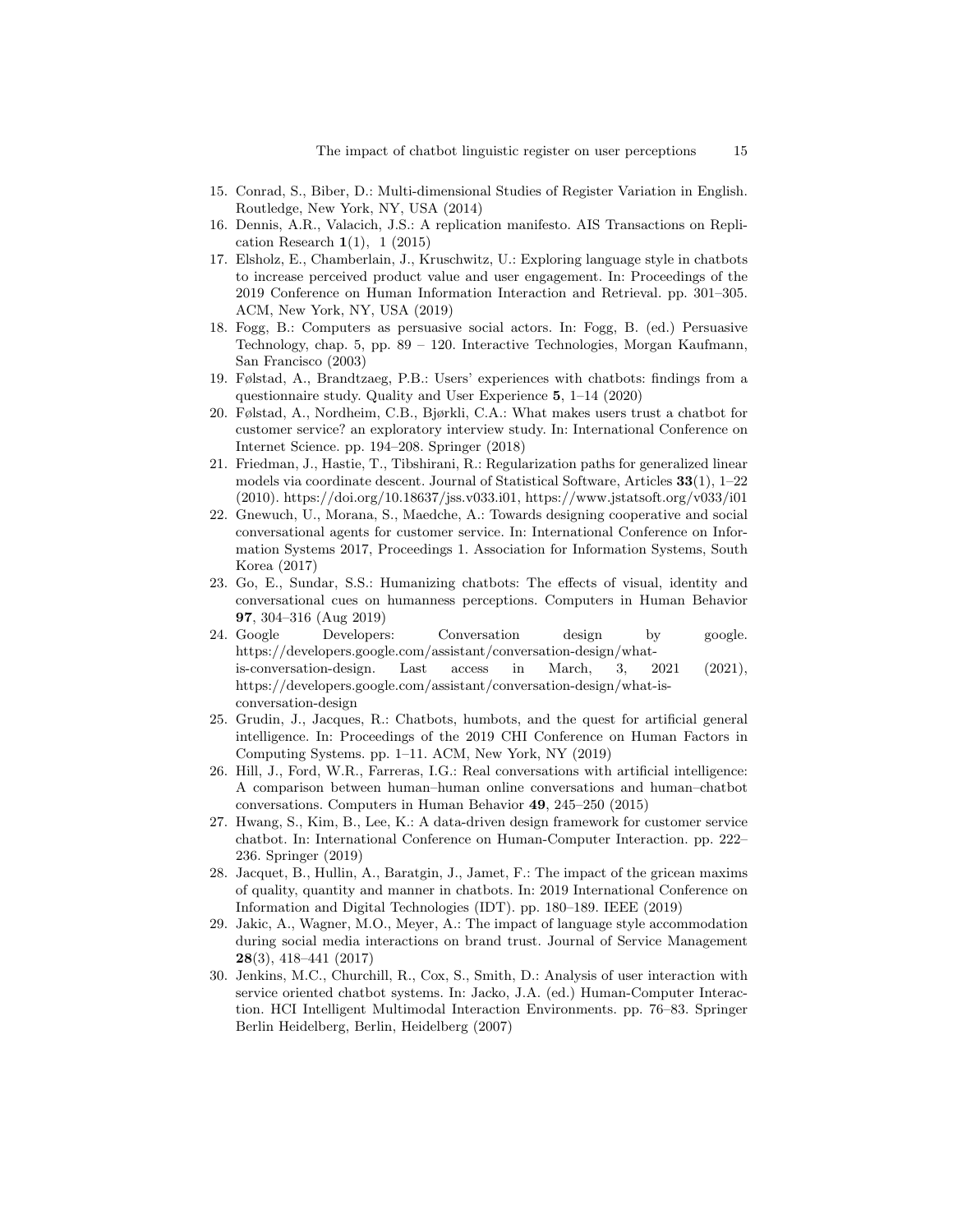15. Conrad, S., Biber, D.: Multi-dimensional Studies of Register Variation in English. Routledge, New York, NY, USA (2014)
16. Dennis, A.R., Valacich, J.S.: A replication manifesto. AIS Transactions on Replication Research **1**(1), 1 (2015)
17. Elsholz, E., Chamberlain, J., Kruschwitz, U.: Exploring language style in chatbots to increase perceived product value and user engagement. In: Proceedings of the 2019 Conference on Human Information Interaction and Retrieval. pp. 301–305. ACM, New York, NY, USA (2019)
18. Fogg, B.: Computers as persuasive social actors. In: Fogg, B. (ed.) Persuasive Technology, chap. 5, pp. 89 – 120. Interactive Technologies, Morgan Kaufmann, San Francisco (2003)
19. Følstad, A., Brandtzaeg, P.B.: Users' experiences with chatbots: findings from a questionnaire study. Quality and User Experience **5**, 1–14 (2020)
20. Følstad, A., Nordheim, C.B., Bjørkli, C.A.: What makes users trust a chatbot for customer service? an exploratory interview study. In: International Conference on Internet Science. pp. 194–208. Springer (2018)
21. Friedman, J., Hastie, T., Tibshirani, R.: Regularization paths for generalized linear models via coordinate descent. Journal of Statistical Software, Articles **33**(1), 1–22 (2010). https://doi.org/10.18637/jss.v033.i01, https://www.jstatsoft.org/v033/i01
22. Gnewuch, U., Morana, S., Maedche, A.: Towards designing cooperative and social conversational agents for customer service. In: International Conference on Information Systems 2017, Proceedings 1. Association for Information Systems, South Korea (2017)
23. Go, E., Sundar, S.S.: Humanizing chatbots: The effects of visual, identity and conversational cues on humanness perceptions. Computers in Human Behavior **97**, 304–316 (Aug 2019)
24. Google Developers: Conversation design by google. https://developers.google.com/assistant/conversation-design/what-is-conversation-design. Last access in March, 3, 2021 (2021), https://developers.google.com/assistant/conversation-design/what-is-conversation-design
25. Grudin, J., Jacques, R.: Chatbots, humbots, and the quest for artificial general intelligence. In: Proceedings of the 2019 CHI Conference on Human Factors in Computing Systems. pp. 1–11. ACM, New York, NY (2019)
26. Hill, J., Ford, W.R., Farreras, I.G.: Real conversations with artificial intelligence: A comparison between human–human online conversations and human–chatbot conversations. Computers in Human Behavior **49**, 245–250 (2015)
27. Hwang, S., Kim, B., Lee, K.: A data-driven design framework for customer service chatbot. In: International Conference on Human-Computer Interaction. pp. 222–236. Springer (2019)
28. Jacquet, B., Hullin, A., Baratgin, J., Jamet, F.: The impact of the gricean maxims of quality, quantity and manner in chatbots. In: 2019 International Conference on Information and Digital Technologies (IDT). pp. 180–189. IEEE (2019)
29. Jakic, A., Wagner, M.O., Meyer, A.: The impact of language style accommodation during social media interactions on brand trust. Journal of Service Management **28**(3), 418–441 (2017)
30. Jenkins, M.C., Churchill, R., Cox, S., Smith, D.: Analysis of user interaction with service oriented chatbot systems. In: Jacko, J.A. (ed.) Human-Computer Interaction. HCI Intelligent Multimodal Interaction Environments. pp. 76–83. Springer Berlin Heidelberg, Berlin, Heidelberg (2007)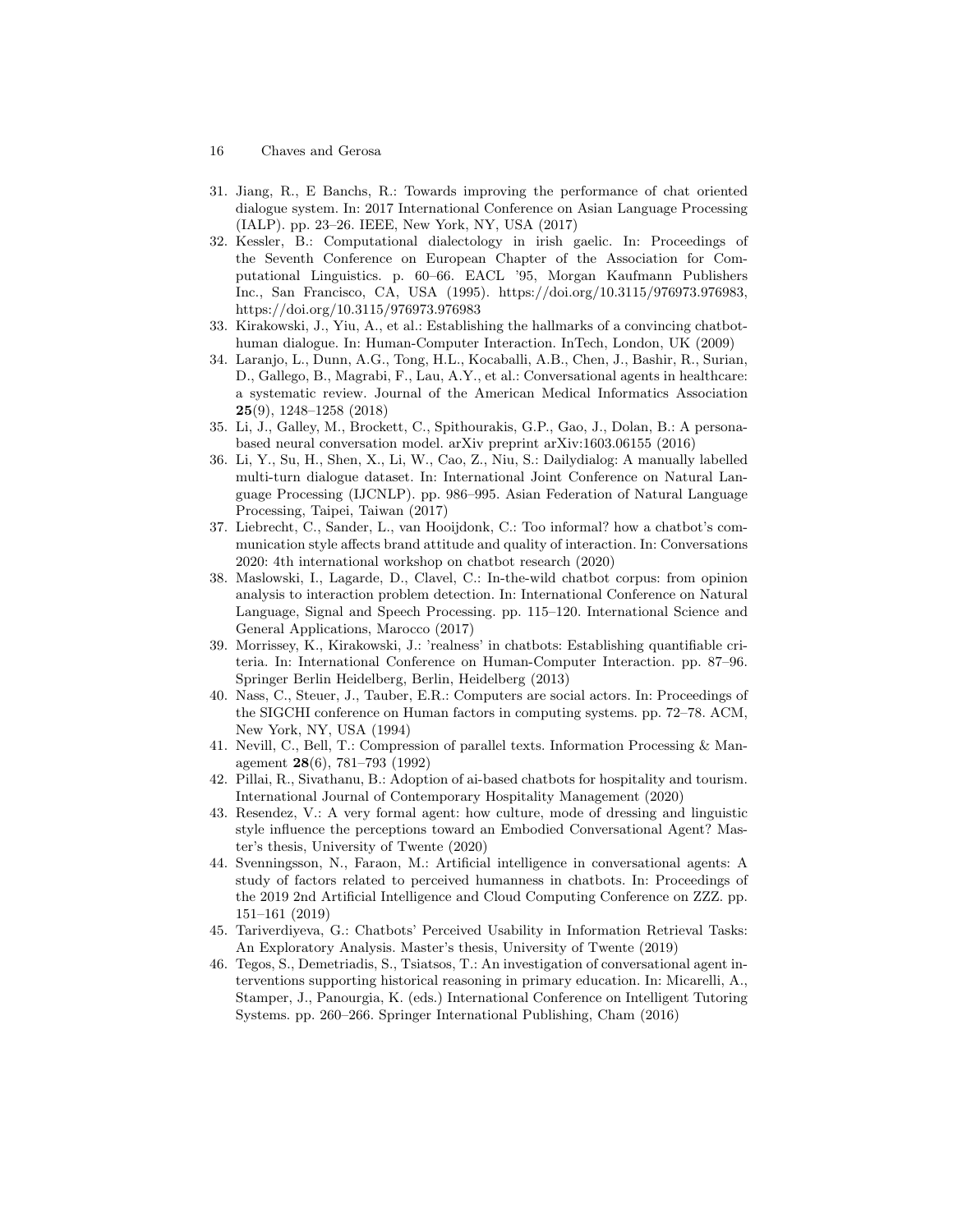31. Jiang, R., E Banchs, R.: Towards improving the performance of chat oriented dialogue system. In: 2017 International Conference on Asian Language Processing (IALP). pp. 23–26. IEEE, New York, NY, USA (2017)
32. Kessler, B.: Computational dialectology in irish gaelic. In: Proceedings of the Seventh Conference on European Chapter of the Association for Computational Linguistics. p. 60–66. EACL '95, Morgan Kaufmann Publishers Inc., San Francisco, CA, USA (1995). https://doi.org/10.3115/976973.976983, https://doi.org/10.3115/976973.976983
33. Kirakowski, J., Yiu, A., et al.: Establishing the hallmarks of a convincing chatbot-human dialogue. In: Human-Computer Interaction. InTech, London, UK (2009)
34. Laranjo, L., Dunn, A.G., Tong, H.L., Kocaballi, A.B., Chen, J., Bashir, R., Surian, D., Gallego, B., Magrabi, F., Lau, A.Y., et al.: Conversational agents in healthcare: a systematic review. Journal of the American Medical Informatics Association **25**(9), 1248–1258 (2018)
35. Li, J., Galley, M., Brockett, C., Spithourakis, G.P., Gao, J., Dolan, B.: A persona-based neural conversation model. arXiv preprint arXiv:1603.06155 (2016)
36. Li, Y., Su, H., Shen, X., Li, W., Cao, Z., Niu, S.: Dailydialog: A manually labelled multi-turn dialogue dataset. In: International Joint Conference on Natural Language Processing (IJCNLP). pp. 986–995. Asian Federation of Natural Language Processing, Taipei, Taiwan (2017)
37. Liebrecht, C., Sander, L., van Hooijdonk, C.: Too informal? how a chatbot's communication style affects brand attitude and quality of interaction. In: Conversations 2020: 4th international workshop on chatbot research (2020)
38. Maslowski, I., Lagarde, D., Clavel, C.: In-the-wild chatbot corpus: from opinion analysis to interaction problem detection. In: International Conference on Natural Language, Signal and Speech Processing. pp. 115–120. International Science and General Applications, Marocco (2017)
39. Morrissey, K., Kirakowski, J.: 'realness' in chatbots: Establishing quantifiable criteria. In: International Conference on Human-Computer Interaction. pp. 87–96. Springer Berlin Heidelberg, Berlin, Heidelberg (2013)
40. Nass, C., Steuer, J., Tauber, E.R.: Computers are social actors. In: Proceedings of the SIGCHI conference on Human factors in computing systems. pp. 72–78. ACM, New York, NY, USA (1994)
41. Nevill, C., Bell, T.: Compression of parallel texts. Information Processing & Management **28**(6), 781–793 (1992)
42. Pillai, R., Sivathanu, B.: Adoption of ai-based chatbots for hospitality and tourism. International Journal of Contemporary Hospitality Management (2020)
43. Resendez, V.: A very formal agent: how culture, mode of dressing and linguistic style influence the perceptions toward an Embodied Conversational Agent? Master's thesis, University of Twente (2020)
44. Svenningsson, N., Faraon, M.: Artificial intelligence in conversational agents: A study of factors related to perceived humanness in chatbots. In: Proceedings of the 2019 2nd Artificial Intelligence and Cloud Computing Conference on ZZZ. pp. 151–161 (2019)
45. Tariverdiyeva, G.: Chatbots' Perceived Usability in Information Retrieval Tasks: An Exploratory Analysis. Master's thesis, University of Twente (2019)
46. Tegos, S., Demetriadis, S., Tsiatsos, T.: An investigation of conversational agent interventions supporting historical reasoning in primary education. In: Micarelli, A., Stamper, J., Panourgia, K. (eds.) International Conference on Intelligent Tutoring Systems. pp. 260–266. Springer International Publishing, Cham (2016)